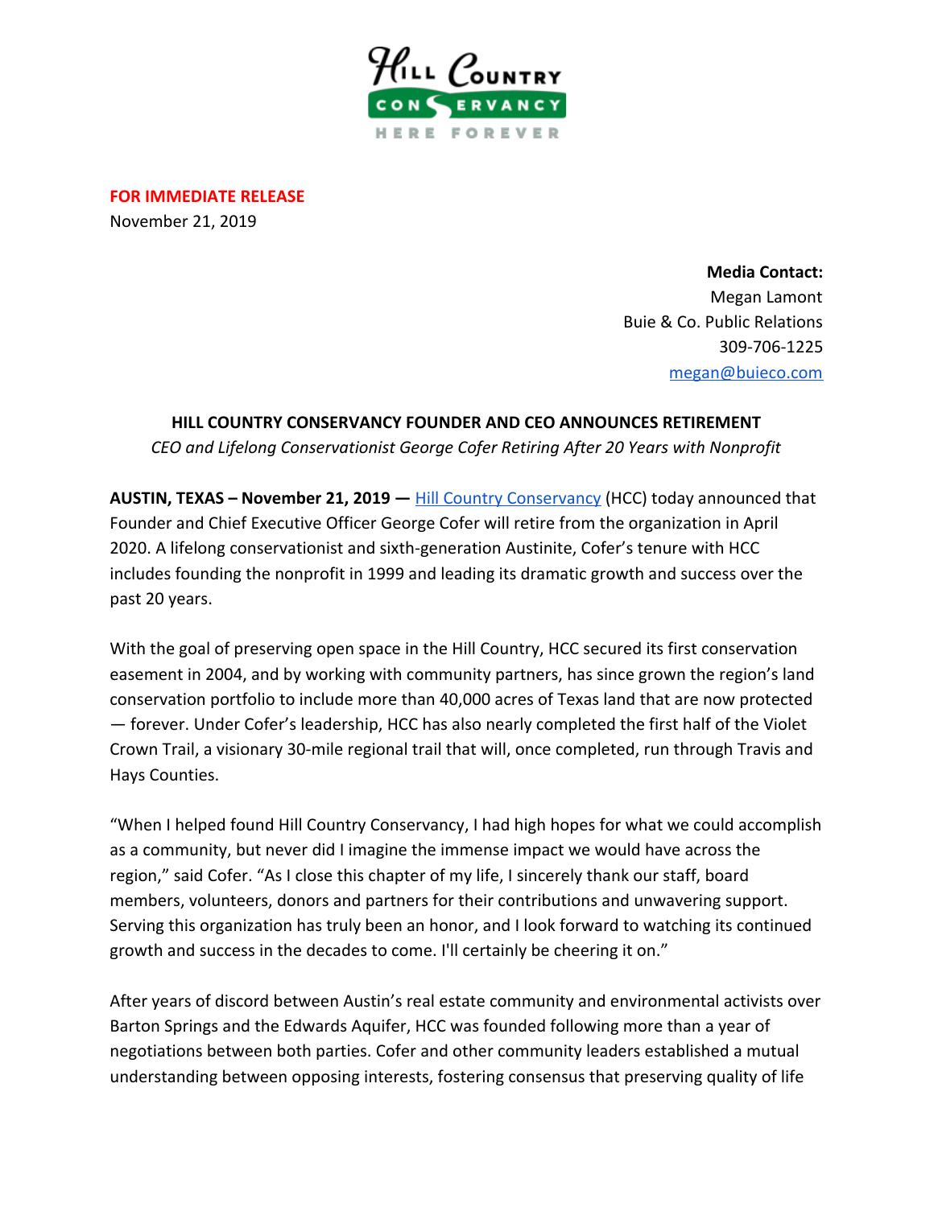**FOR IMMEDIATE RELEASE**
November 21, 2019

**Media Contact:**
Megan Lamont
Buie & Co. Public Relations
309-706-1225
megan@buieco.com

**HILL COUNTRY CONSERVANCY FOUNDER AND CEO ANNOUNCES RETIREMENT**

*CEO and Lifelong Conservationist George Cofer Retiring After 20 Years with Nonprofit*

**AUSTIN, TEXAS – November 21, 2019 —** Hill Country Conservancy (HCC) today announced that Founder and Chief Executive Officer George Cofer will retire from the organization in April 2020. A lifelong conservationist and sixth-generation Austinite, Cofer's tenure with HCC includes founding the nonprofit in 1999 and leading its dramatic growth and success over the past 20 years.

With the goal of preserving open space in the Hill Country, HCC secured its first conservation easement in 2004, and by working with community partners, has since grown the region's land conservation portfolio to include more than 40,000 acres of Texas land that are now protected — forever. Under Cofer's leadership, HCC has also nearly completed the first half of the Violet Crown Trail, a visionary 30-mile regional trail that will, once completed, run through Travis and Hays Counties.

"When I helped found Hill Country Conservancy, I had high hopes for what we could accomplish as a community, but never did I imagine the immense impact we would have across the region," said Cofer. "As I close this chapter of my life, I sincerely thank our staff, board members, volunteers, donors and partners for their contributions and unwavering support. Serving this organization has truly been an honor, and I look forward to watching its continued growth and success in the decades to come. I'll certainly be cheering it on."

After years of discord between Austin's real estate community and environmental activists over Barton Springs and the Edwards Aquifer, HCC was founded following more than a year of negotiations between both parties. Cofer and other community leaders established a mutual understanding between opposing interests, fostering consensus that preserving quality of life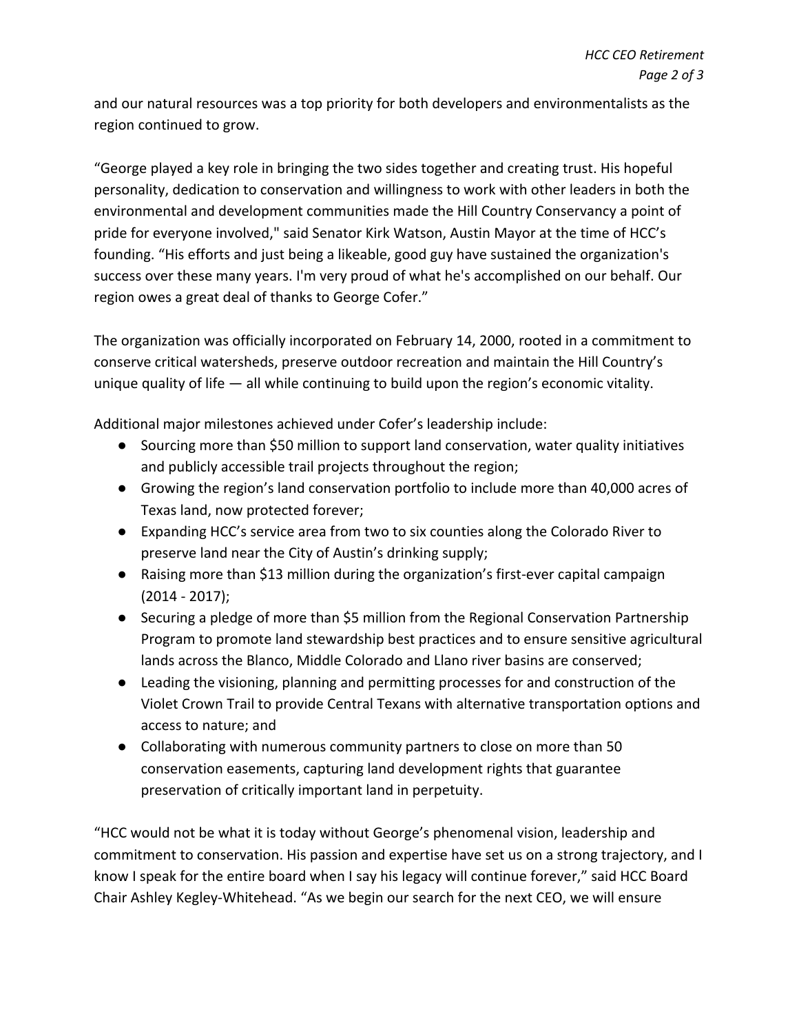and our natural resources was a top priority for both developers and environmentalists as the region continued to grow.

“George played a key role in bringing the two sides together and creating trust. His hopeful personality, dedication to conservation and willingness to work with other leaders in both the environmental and development communities made the Hill Country Conservancy a point of pride for everyone involved," said Senator Kirk Watson, Austin Mayor at the time of HCC’s founding. “His efforts and just being a likeable, good guy have sustained the organization's success over these many years. I'm very proud of what he's accomplished on our behalf. Our region owes a great deal of thanks to George Cofer.”

The organization was officially incorporated on February 14, 2000, rooted in a commitment to conserve critical watersheds, preserve outdoor recreation and maintain the Hill Country’s unique quality of life — all while continuing to build upon the region’s economic vitality.

Additional major milestones achieved under Cofer’s leadership include:

- Sourcing more than $50 million to support land conservation, water quality initiatives and publicly accessible trail projects throughout the region;
- Growing the region’s land conservation portfolio to include more than 40,000 acres of Texas land, now protected forever;
- Expanding HCC’s service area from two to six counties along the Colorado River to preserve land near the City of Austin’s drinking supply;
- Raising more than $13 million during the organization’s first-ever capital campaign (2014 - 2017);
- Securing a pledge of more than $5 million from the Regional Conservation Partnership Program to promote land stewardship best practices and to ensure sensitive agricultural lands across the Blanco, Middle Colorado and Llano river basins are conserved;
- Leading the visioning, planning and permitting processes for and construction of the Violet Crown Trail to provide Central Texans with alternative transportation options and access to nature; and
- Collaborating with numerous community partners to close on more than 50 conservation easements, capturing land development rights that guarantee preservation of critically important land in perpetuity.

“HCC would not be what it is today without George’s phenomenal vision, leadership and commitment to conservation. His passion and expertise have set us on a strong trajectory, and I know I speak for the entire board when I say his legacy will continue forever,” said HCC Board Chair Ashley Kegley-Whitehead. “As we begin our search for the next CEO, we will ensure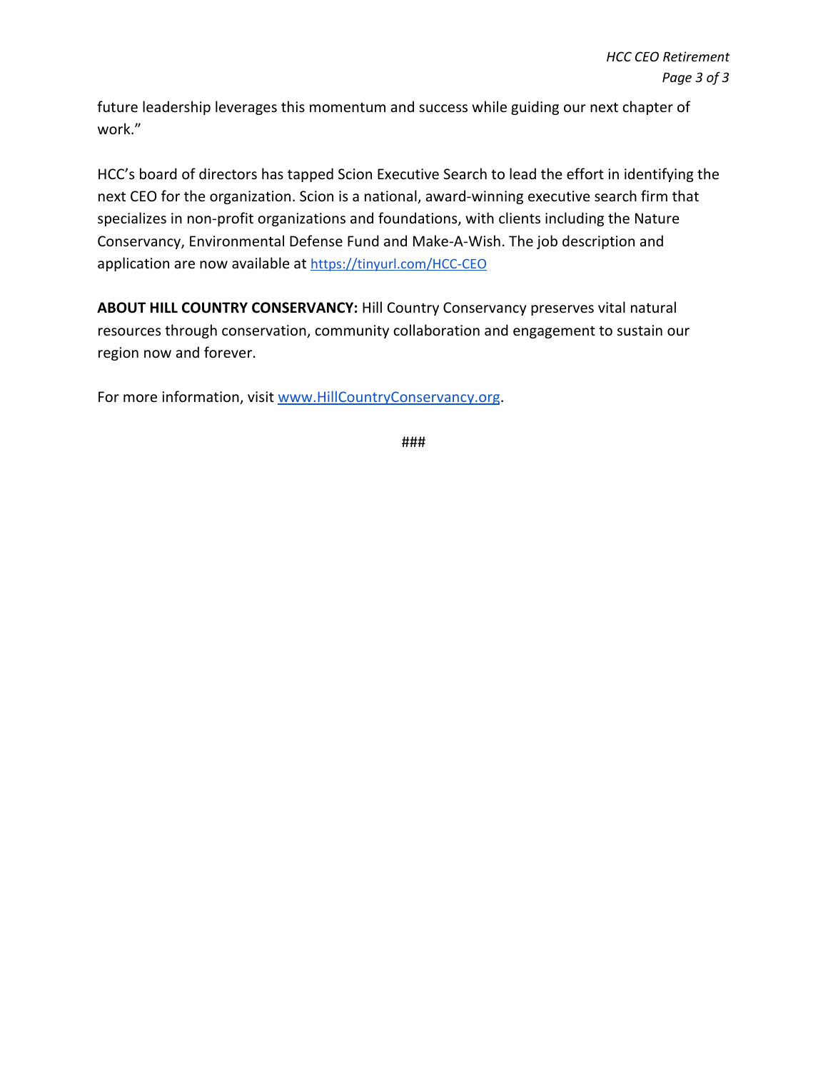future leadership leverages this momentum and success while guiding our next chapter of work."

HCC's board of directors has tapped Scion Executive Search to lead the effort in identifying the next CEO for the organization. Scion is a national, award-winning executive search firm that specializes in non-profit organizations and foundations, with clients including the Nature Conservancy, Environmental Defense Fund and Make-A-Wish. The job description and application are now available at https://tinyurl.com/HCC-CEO

**ABOUT HILL COUNTRY CONSERVANCY:** Hill Country Conservancy preserves vital natural resources through conservation, community collaboration and engagement to sustain our region now and forever.

For more information, visit www.HillCountryConservancy.org.

###